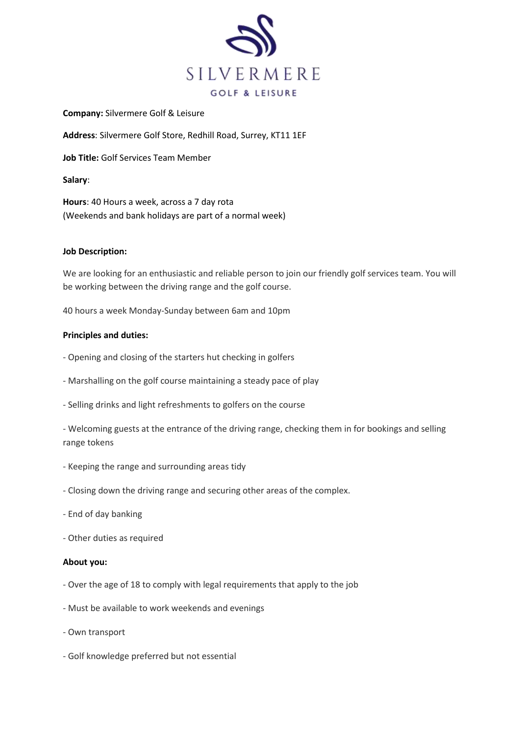SILVERMERE
GOLF & LEISURE

**Company:** Silvermere Golf & Leisure

**Address**: Silvermere Golf Store, Redhill Road, Surrey, KT11 1EF

**Job Title:** Golf Services Team Member

**Salary**:

**Hours**: 40 Hours a week, across a 7 day rota
(Weekends and bank holidays are part of a normal week)

**Job Description:**

We are looking for an enthusiastic and reliable person to join our friendly golf services team. You will be working between the driving range and the golf course.

40 hours a week Monday-Sunday between 6am and 10pm

**Principles and duties:**

- Opening and closing of the starters hut checking in golfers
- Marshalling on the golf course maintaining a steady pace of play
- Selling drinks and light refreshments to golfers on the course
- Welcoming guests at the entrance of the driving range, checking them in for bookings and selling range tokens
- Keeping the range and surrounding areas tidy
- Closing down the driving range and securing other areas of the complex.
- End of day banking
- Other duties as required

**About you:**

- Over the age of 18 to comply with legal requirements that apply to the job
- Must be available to work weekends and evenings
- Own transport
- Golf knowledge preferred but not essential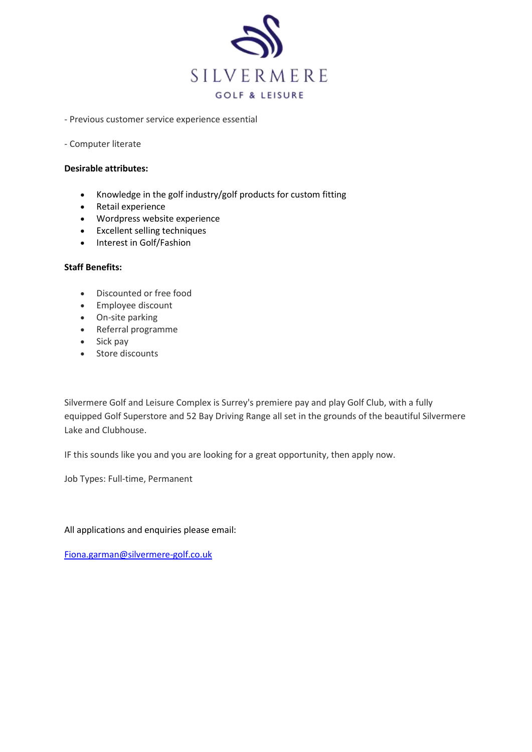SILVERMERE

GOLF & LEISURE

- Previous customer service experience essential

- Computer literate

**Desirable attributes:**

- Knowledge in the golf industry/golf products for custom fitting
- Retail experience
- Wordpress website experience
- Excellent selling techniques
- Interest in Golf/Fashion

**Staff Benefits:**

- Discounted or free food
- Employee discount
- On-site parking
- Referral programme
- Sick pay
- Store discounts

Silvermere Golf and Leisure Complex is Surrey's premiere pay and play Golf Club, with a fully equipped Golf Superstore and 52 Bay Driving Range all set in the grounds of the beautiful Silvermere Lake and Clubhouse.

IF this sounds like you and you are looking for a great opportunity, then apply now.

Job Types: Full-time, Permanent

All applications and enquiries please email:

Fiona.garman@silvermere-golf.co.uk